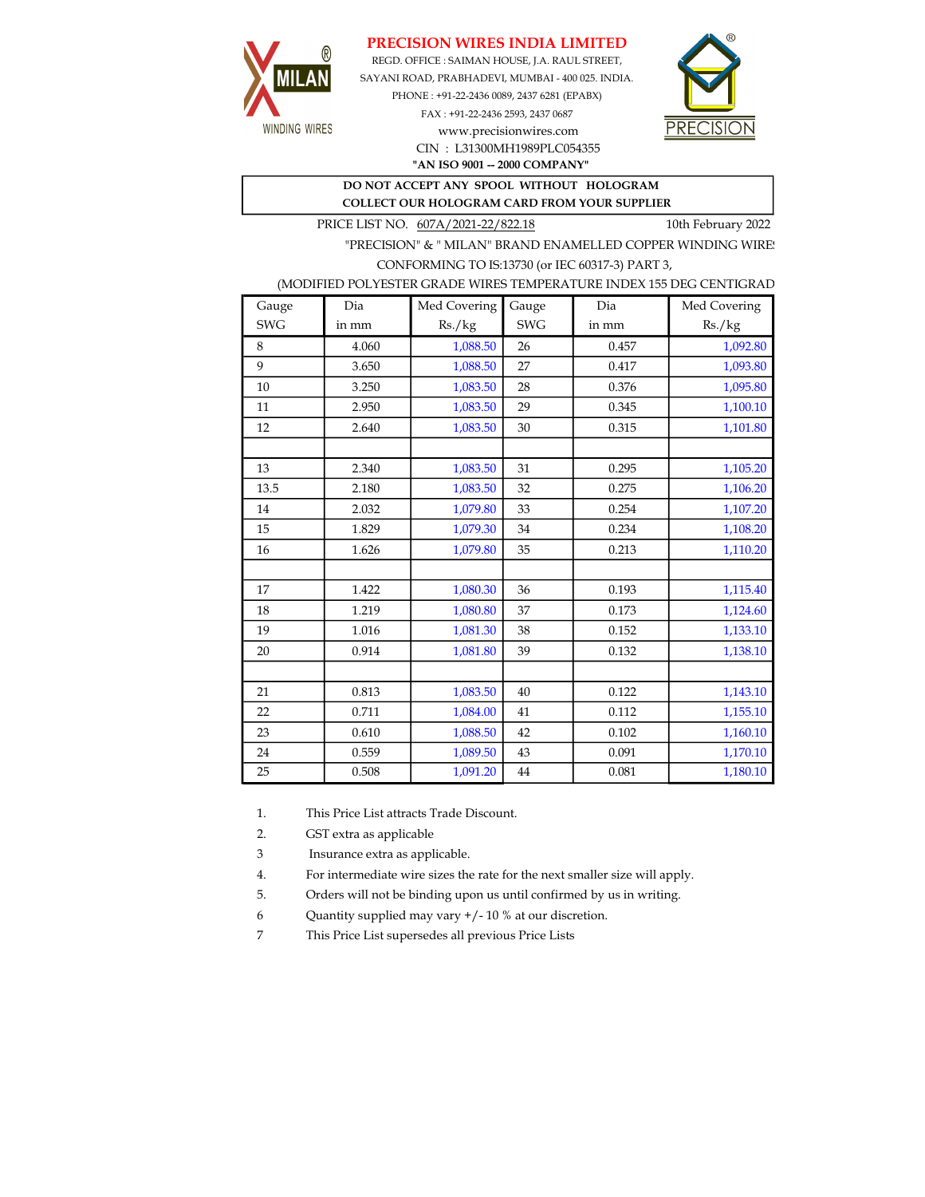# PRECISION WIRES INDIA LIMITED

MILAN® WINDING WIRES

REGD. OFFICE : SAIMAN HOUSE, J.A. RAUL STREET,
SAYANI ROAD, PRABHADEVI, MUMBAI - 400 025. INDIA.
PHONE : +91-22-2436 0089, 2437 6281 (EPABX)
FAX : +91-22-2436 2593, 2437 0687
www.precisionwires.com
CIN : L31300MH1989PLC054355
**"AN ISO 9001 -- 2000 COMPANY"**

PRECISION®

**DO NOT ACCEPT ANY SPOOL WITHOUT HOLOGRAM**
**COLLECT OUR HOLOGRAM CARD FROM YOUR SUPPLIER**

PRICE LIST NO. 607A/2021-22/822.18 — 10th February 2022

"PRECISION" & " MILAN" BRAND ENAMELLED COPPER WINDING WIRES
CONFORMING TO IS:13730 (or IEC 60317-3) PART 3,
(MODIFIED POLYESTER GRADE WIRES TEMPERATURE INDEX 155 DEG CENTIGRADE

| Gauge SWG | Dia in mm | Med Covering Rs./kg | Gauge SWG | Dia in mm | Med Covering Rs./kg |
|---|---|---|---|---|---|
| 8 | 4.060 | 1,088.50 | 26 | 0.457 | 1,092.80 |
| 9 | 3.650 | 1,088.50 | 27 | 0.417 | 1,093.80 |
| 10 | 3.250 | 1,083.50 | 28 | 0.376 | 1,095.80 |
| 11 | 2.950 | 1,083.50 | 29 | 0.345 | 1,100.10 |
| 12 | 2.640 | 1,083.50 | 30 | 0.315 | 1,101.80 |
| | | | | | |
| 13 | 2.340 | 1,083.50 | 31 | 0.295 | 1,105.20 |
| 13.5 | 2.180 | 1,083.50 | 32 | 0.275 | 1,106.20 |
| 14 | 2.032 | 1,079.80 | 33 | 0.254 | 1,107.20 |
| 15 | 1.829 | 1,079.30 | 34 | 0.234 | 1,108.20 |
| 16 | 1.626 | 1,079.80 | 35 | 0.213 | 1,110.20 |
| | | | | | |
| 17 | 1.422 | 1,080.30 | 36 | 0.193 | 1,115.40 |
| 18 | 1.219 | 1,080.80 | 37 | 0.173 | 1,124.60 |
| 19 | 1.016 | 1,081.30 | 38 | 0.152 | 1,133.10 |
| 20 | 0.914 | 1,081.80 | 39 | 0.132 | 1,138.10 |
| | | | | | |
| 21 | 0.813 | 1,083.50 | 40 | 0.122 | 1,143.10 |
| 22 | 0.711 | 1,084.00 | 41 | 0.112 | 1,155.10 |
| 23 | 0.610 | 1,088.50 | 42 | 0.102 | 1,160.10 |
| 24 | 0.559 | 1,089.50 | 43 | 0.091 | 1,170.10 |
| 25 | 0.508 | 1,091.20 | 44 | 0.081 | 1,180.10 |

1. This Price List attracts Trade Discount.
2. GST extra as applicable
3. Insurance extra as applicable.
4. For intermediate wire sizes the rate for the next smaller size will apply.
5. Orders will not be binding upon us until confirmed by us in writing.
6. Quantity supplied may vary +/- 10 % at our discretion.
7. This Price List supersedes all previous Price Lists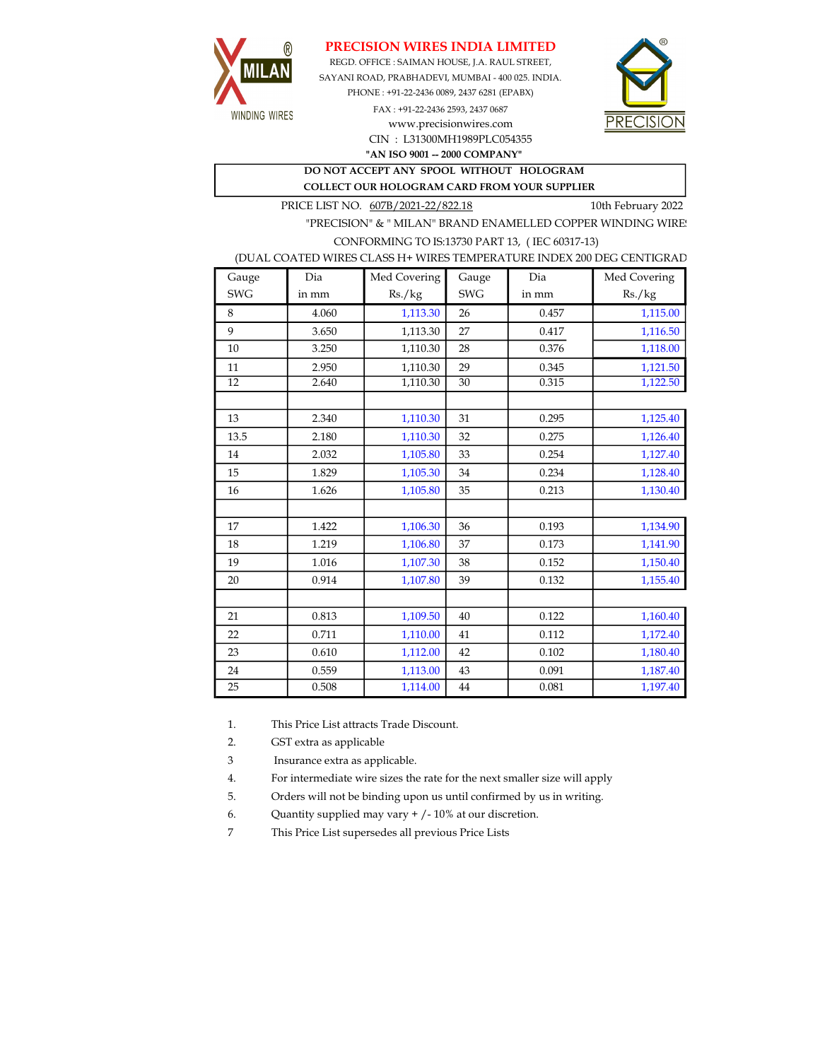**PRECISION WIRES INDIA LIMITED**

REGD. OFFICE : SAIMAN HOUSE, J.A. RAUL STREET,
SAYANI ROAD, PRABHADEVI, MUMBAI - 400 025. INDIA.
PHONE : +91-22-2436 0089, 2437 6281 (EPABX)
FAX : +91-22-2436 2593, 2437 0687
www.precisionwires.com
CIN : L31300MH1989PLC054355
**"AN ISO 9001 -- 2000 COMPANY"**

**DO NOT ACCEPT ANY SPOOL WITHOUT HOLOGRAM**
**COLLECT OUR HOLOGRAM CARD FROM YOUR SUPPLIER**

PRICE LIST NO. 607B/2021-22/822.18 — 10th February 2022

"PRECISION" & " MILAN" BRAND ENAMELLED COPPER WINDING WIRES

CONFORMING TO IS:13730 PART 13, ( IEC 60317-13)

(DUAL COATED WIRES CLASS H+ WIRES TEMPERATURE INDEX 200 DEG CENTIGRADE

| Gauge SWG | Dia in mm | Med Covering Rs./kg | Gauge SWG | Dia in mm | Med Covering Rs./kg |
|---|---|---|---|---|---|
| 8 | 4.060 | 1,113.30 | 26 | 0.457 | 1,115.00 |
| 9 | 3.650 | 1,113.30 | 27 | 0.417 | 1,116.50 |
| 10 | 3.250 | 1,110.30 | 28 | 0.376 | 1,118.00 |
| 11 | 2.950 | 1,110.30 | 29 | 0.345 | 1,121.50 |
| 12 | 2.640 | 1,110.30 | 30 | 0.315 | 1,122.50 |
| | | | | | |
| 13 | 2.340 | 1,110.30 | 31 | 0.295 | 1,125.40 |
| 13.5 | 2.180 | 1,110.30 | 32 | 0.275 | 1,126.40 |
| 14 | 2.032 | 1,105.80 | 33 | 0.254 | 1,127.40 |
| 15 | 1.829 | 1,105.30 | 34 | 0.234 | 1,128.40 |
| 16 | 1.626 | 1,105.80 | 35 | 0.213 | 1,130.40 |
| | | | | | |
| 17 | 1.422 | 1,106.30 | 36 | 0.193 | 1,134.90 |
| 18 | 1.219 | 1,106.80 | 37 | 0.173 | 1,141.90 |
| 19 | 1.016 | 1,107.30 | 38 | 0.152 | 1,150.40 |
| 20 | 0.914 | 1,107.80 | 39 | 0.132 | 1,155.40 |
| | | | | | |
| 21 | 0.813 | 1,109.50 | 40 | 0.122 | 1,160.40 |
| 22 | 0.711 | 1,110.00 | 41 | 0.112 | 1,172.40 |
| 23 | 0.610 | 1,112.00 | 42 | 0.102 | 1,180.40 |
| 24 | 0.559 | 1,113.00 | 43 | 0.091 | 1,187.40 |
| 25 | 0.508 | 1,114.00 | 44 | 0.081 | 1,197.40 |

1. This Price List attracts Trade Discount.
2. GST extra as applicable
3. Insurance extra as applicable.
4. For intermediate wire sizes the rate for the next smaller size will apply
5. Orders will not be binding upon us until confirmed by us in writing.
6. Quantity supplied may vary + /- 10% at our discretion.
7. This Price List supersedes all previous Price Lists